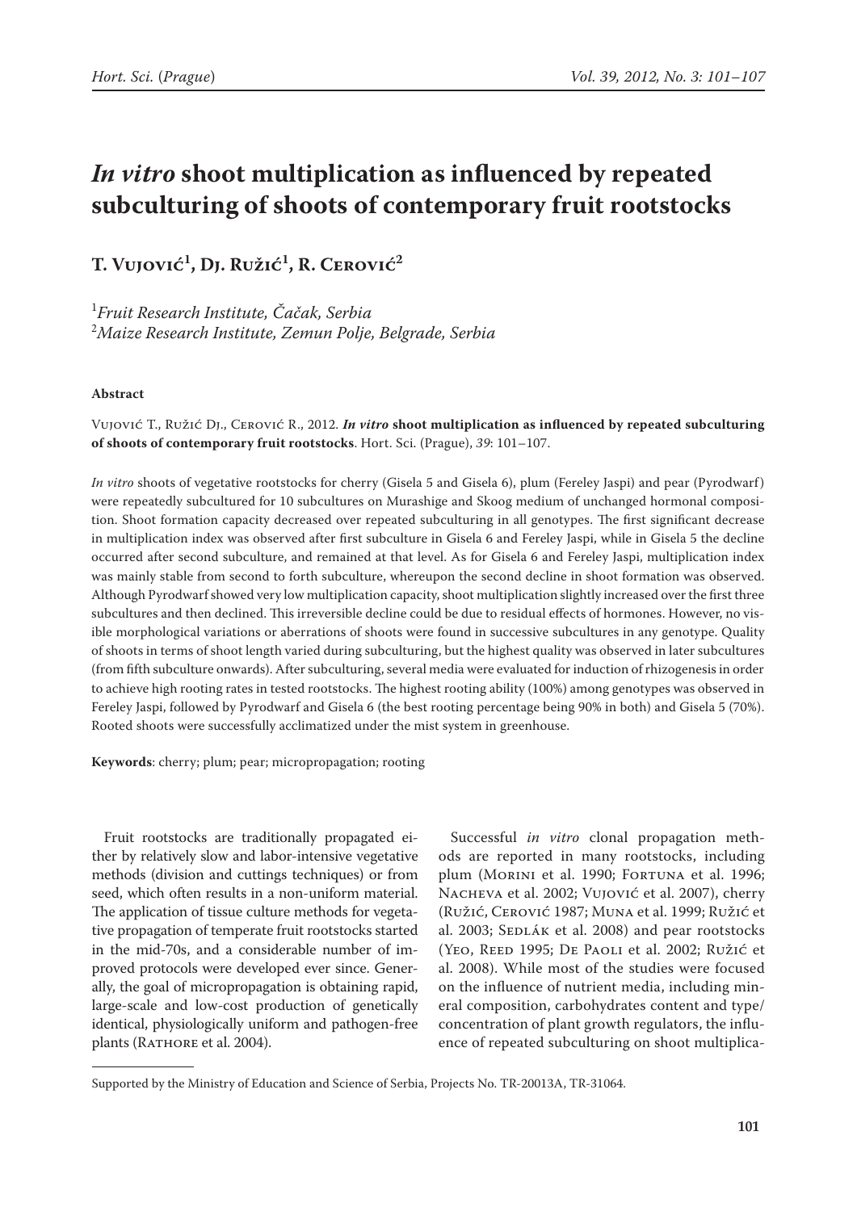# *In vitro* shoot multiplication as influenced by repeated subculturing of shoots of contemporary fruit rootstocks

**T. Vujović[1], Dj. Ružić[1], R. Cerović[2]**

[1]*Fruit Research Institute, Čačak, Serbia*
[2]*Maize Research Institute, Zemun Polje, Belgrade, Serbia*

#### Abstract

Vujović T., Ružić Dj., Cerović R., 2012. ***In vitro* shoot multiplication as influenced by repeated subculturing of shoots of contemporary fruit rootstocks**. Hort. Sci. (Prague), *39*: 101–107.

*In vitro* shoots of vegetative rootstocks for cherry (Gisela 5 and Gisela 6), plum (Fereley Jaspi) and pear (Pyrodwarf) were repeatedly subcultured for 10 subcultures on Murashige and Skoog medium of unchanged hormonal composition. Shoot formation capacity decreased over repeated subculturing in all genotypes. The first significant decrease in multiplication index was observed after first subculture in Gisela 6 and Fereley Jaspi, while in Gisela 5 the decline occurred after second subculture, and remained at that level. As for Gisela 6 and Fereley Jaspi, multiplication index was mainly stable from second to forth subculture, whereupon the second decline in shoot formation was observed. Although Pyrodwarf showed very low multiplication capacity, shoot multiplication slightly increased over the first three subcultures and then declined. This irreversible decline could be due to residual effects of hormones. However, no visible morphological variations or aberrations of shoots were found in successive subcultures in any genotype. Quality of shoots in terms of shoot length varied during subculturing, but the highest quality was observed in later subcultures (from fifth subculture onwards). After subculturing, several media were evaluated for induction of rhizogenesis in order to achieve high rooting rates in tested rootstocks. The highest rooting ability (100%) among genotypes was observed in Fereley Jaspi, followed by Pyrodwarf and Gisela 6 (the best rooting percentage being 90% in both) and Gisela 5 (70%). Rooted shoots were successfully acclimatized under the mist system in greenhouse.

**Keywords**: cherry; plum; pear; micropropagation; rooting

Fruit rootstocks are traditionally propagated either by relatively slow and labor-intensive vegetative methods (division and cuttings techniques) or from seed, which often results in a non-uniform material. The application of tissue culture methods for vegetative propagation of temperate fruit rootstocks started in the mid-70s, and a considerable number of improved protocols were developed ever since. Generally, the goal of micropropagation is obtaining rapid, large-scale and low-cost production of genetically identical, physiologically uniform and pathogen-free plants (Rathore et al. 2004).

Successful *in vitro* clonal propagation methods are reported in many rootstocks, including plum (Morini et al. 1990; Fortuna et al. 1996; Nacheva et al. 2002; Vujović et al. 2007), cherry (Ružić, Cerović 1987; Muna et al. 1999; Ružić et al. 2003; Sedlák et al. 2008) and pear rootstocks (Yeo, Reed 1995; De Paoli et al. 2002; Ružić et al. 2008). While most of the studies were focused on the influence of nutrient media, including mineral composition, carbohydrates content and type/concentration of plant growth regulators, the influence of repeated subculturing on shoot multiplica-

Supported by the Ministry of Education and Science of Serbia, Projects No. TR-20013A, TR-31064.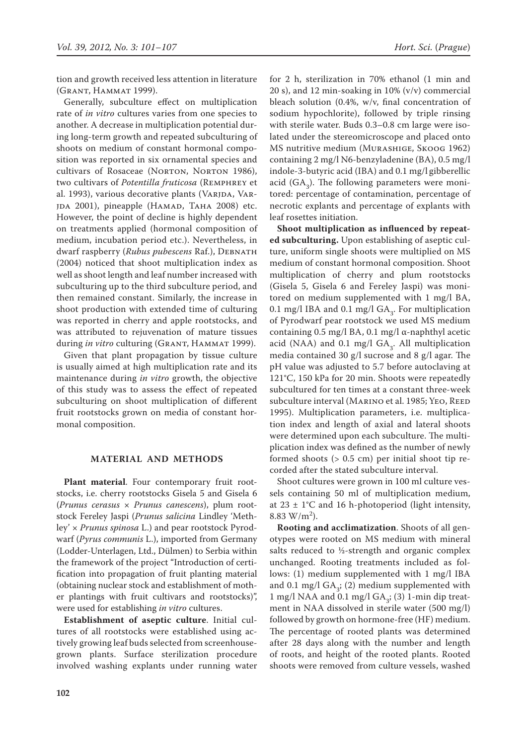tion and growth received less attention in literature (Grant, Hammat 1999).

Generally, subculture effect on multiplication rate of *in vitro* cultures varies from one species to another. A decrease in multiplication potential during long-term growth and repeated subculturing of shoots on medium of constant hormonal composition was reported in six ornamental species and cultivars of Rosaceae (Norton, Norton 1986), two cultivars of *Potentilla fruticosa* (Remphrey et al. 1993), various decorative plants (Varjda, Varjda 2001), pineapple (Hamad, Taha 2008) etc. However, the point of decline is highly dependent on treatments applied (hormonal composition of medium, incubation period etc.). Nevertheless, in dwarf raspberry (*Rubus pubescens* Raf.), Debnath (2004) noticed that shoot multiplication index as well as shoot length and leaf number increased with subculturing up to the third subculture period, and then remained constant. Similarly, the increase in shoot production with extended time of culturing was reported in cherry and apple rootstocks, and was attributed to rejuvenation of mature tissues during *in vitro* culturing (Grant, Hammat 1999).

Given that plant propagation by tissue culture is usually aimed at high multiplication rate and its maintenance during *in vitro* growth, the objective of this study was to assess the effect of repeated subculturing on shoot multiplication of different fruit rootstocks grown on media of constant hormonal composition.

## MATERIAL AND METHODS

**Plant material**. Four contemporary fruit rootstocks, i.e. cherry rootstocks Gisela 5 and Gisela 6 (*Prunus cerasus* × *Prunus canescens*), plum rootstock Fereley Jaspi (*Prunus salicina* Lindley 'Methley' × *Prunus spinosa* L.) and pear rootstock Pyrodwarf (*Pyrus communis* L.), imported from Germany (Lodder-Unterlagen, Ltd., Dülmen) to Serbia within the framework of the project "Introduction of certification into propagation of fruit planting material (obtaining nuclear stock and establishment of mother plantings with fruit cultivars and rootstocks)", were used for establishing *in vitro* cultures.

**Establishment of aseptic culture**. Initial cultures of all rootstocks were established using actively growing leaf buds selected from screenhouse-grown plants. Surface sterilization procedure involved washing explants under running water for 2 h, sterilization in 70% ethanol (1 min and 20 s), and 12 min-soaking in 10% (v/v) commercial bleach solution (0.4%, w/v, final concentration of sodium hypochlorite), followed by triple rinsing with sterile water. Buds 0.3–0.8 cm large were isolated under the stereomicroscope and placed onto MS nutritive medium (Murashige, Skoog 1962) containing 2 mg/l N6-benzyladenine (BA), 0.5 mg/l indole-3-butyric acid (IBA) and 0.1 mg/l gibberellic acid ($GA_3$). The following parameters were monitored: percentage of contamination, percentage of necrotic explants and percentage of explants with leaf rosettes initiation.

**Shoot multiplication as influenced by repeated subculturing.** Upon establishing of aseptic culture, uniform single shoots were multiplied on MS medium of constant hormonal composition. Shoot multiplication of cherry and plum rootstocks (Gisela 5, Gisela 6 and Fereley Jaspi) was monitored on medium supplemented with 1 mg/l BA, 0.1 mg/l IBA and 0.1 mg/l $GA_3$. For multiplication of Pyrodwarf pear rootstock we used MS medium containing 0.5 mg/l BA, 0.1 mg/l α-naphthyl acetic acid (NAA) and 0.1 mg/l $GA_3$. All multiplication media contained 30 g/l sucrose and 8 g/l agar. The pH value was adjusted to 5.7 before autoclaving at 121°C, 150 kPa for 20 min. Shoots were repeatedly subcultured for ten times at a constant three-week subculture interval (Marino et al. 1985; Yeo, Reed 1995). Multiplication parameters, i.e. multiplication index and length of axial and lateral shoots were determined upon each subculture. The multiplication index was defined as the number of newly formed shoots (> 0.5 cm) per initial shoot tip recorded after the stated subculture interval.

Shoot cultures were grown in 100 ml culture vessels containing 50 ml of multiplication medium, at 23 ± 1°C and 16 h-photoperiod (light intensity, 8.83 $W/m^2$).

**Rooting and acclimatization**. Shoots of all genotypes were rooted on MS medium with mineral salts reduced to ½-strength and organic complex unchanged. Rooting treatments included as follows: (1) medium supplemented with 1 mg/l IBA and 0.1 mg/l $GA_3$; (2) medium supplemented with 1 mg/l NAA and 0.1 mg/l $GA_3$; (3) 1-min dip treatment in NAA dissolved in sterile water (500 mg/l) followed by growth on hormone-free (HF) medium. The percentage of rooted plants was determined after 28 days along with the number and length of roots, and height of the rooted plants. Rooted shoots were removed from culture vessels, washed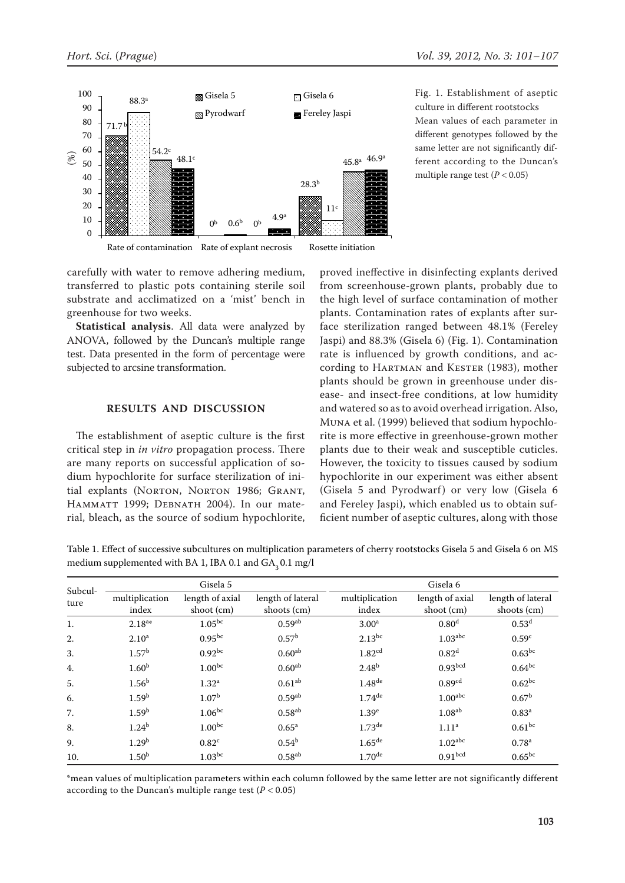Fig. 1. Establishment of aseptic culture in different rootstocks

Mean values of each parameter in different genotypes followed by the same letter are not significantly different according to the Duncan's multiple range test ($P < 0.05$)

carefully with water to remove adhering medium, transferred to plastic pots containing sterile soil substrate and acclimatized on a 'mist' bench in greenhouse for two weeks.

**Statistical analysis**. All data were analyzed by ANOVA, followed by the Duncan's multiple range test. Data presented in the form of percentage were subjected to arcsine transformation.

## RESULTS AND DISCUSSION

The establishment of aseptic culture is the first critical step in *in vitro* propagation process. There are many reports on successful application of sodium hypochlorite for surface sterilization of initial explants (Norton, Norton 1986; Grant, Hammatt 1999; Debnath 2004). In our material, bleach, as the source of sodium hypochlorite, proved ineffective in disinfecting explants derived from screenhouse-grown plants, probably due to the high level of surface contamination of mother plants. Contamination rates of explants after surface sterilization ranged between 48.1% (Fereley Jaspi) and 88.3% (Gisela 6) (Fig. 1). Contamination rate is influenced by growth conditions, and according to Hartman and Kester (1983), mother plants should be grown in greenhouse under disease- and insect-free conditions, at low humidity and watered so as to avoid overhead irrigation. Also, Muna et al. (1999) believed that sodium hypochlorite is more effective in greenhouse-grown mother plants due to their weak and susceptible cuticles. However, the toxicity to tissues caused by sodium hypochlorite in our experiment was either absent (Gisela 5 and Pyrodwarf) or very low (Gisela 6 and Fereley Jaspi), which enabled us to obtain sufficient number of aseptic cultures, along with those

Table 1. Effect of successive subcultures on multiplication parameters of cherry rootstocks Gisela 5 and Gisela 6 on MS medium supplemented with BA 1, IBA 0.1 and $GA_3$ 0.1 mg/l

| Subculture | Gisela 5 | | | Gisela 6 | | |
|---|---|---|---|---|---|---|
| | multiplication index | length of axial shoot (cm) | length of lateral shoots (cm) | multiplication index | length of axial shoot (cm) | length of lateral shoots (cm) |
| 1. | $2.18^{a*}$ | $1.05^{bc}$ | $0.59^{ab}$ | $3.00^{a}$ | $0.80^{d}$ | $0.53^{d}$ |
| 2. | $2.10^{a}$ | $0.95^{bc}$ | $0.57^{b}$ | $2.13^{bc}$ | $1.03^{abc}$ | $0.59^{c}$ |
| 3. | $1.57^{b}$ | $0.92^{bc}$ | $0.60^{ab}$ | $1.82^{cd}$ | $0.82^{d}$ | $0.63^{bc}$ |
| 4. | $1.60^{b}$ | $1.00^{bc}$ | $0.60^{ab}$ | $2.48^{b}$ | $0.93^{bcd}$ | $0.64^{bc}$ |
| 5. | $1.56^{b}$ | $1.32^{a}$ | $0.61^{ab}$ | $1.48^{de}$ | $0.89^{cd}$ | $0.62^{bc}$ |
| 6. | $1.59^{b}$ | $1.07^{b}$ | $0.59^{ab}$ | $1.74^{de}$ | $1.00^{abc}$ | $0.67^{b}$ |
| 7. | $1.59^{b}$ | $1.06^{bc}$ | $0.58^{ab}$ | $1.39^{e}$ | $1.08^{ab}$ | $0.83^{a}$ |
| 8. | $1.24^{b}$ | $1.00^{bc}$ | $0.65^{a}$ | $1.73^{de}$ | $1.11^{a}$ | $0.61^{bc}$ |
| 9. | $1.29^{b}$ | $0.82^{c}$ | $0.54^{b}$ | $1.65^{de}$ | $1.02^{abc}$ | $0.78^{a}$ |
| 10. | $1.50^{b}$ | $1.03^{bc}$ | $0.58^{ab}$ | $1.70^{de}$ | $0.91^{bcd}$ | $0.65^{bc}$ |

*mean values of multiplication parameters within each column followed by the same letter are not significantly different according to the Duncan's multiple range test ($P < 0.05$)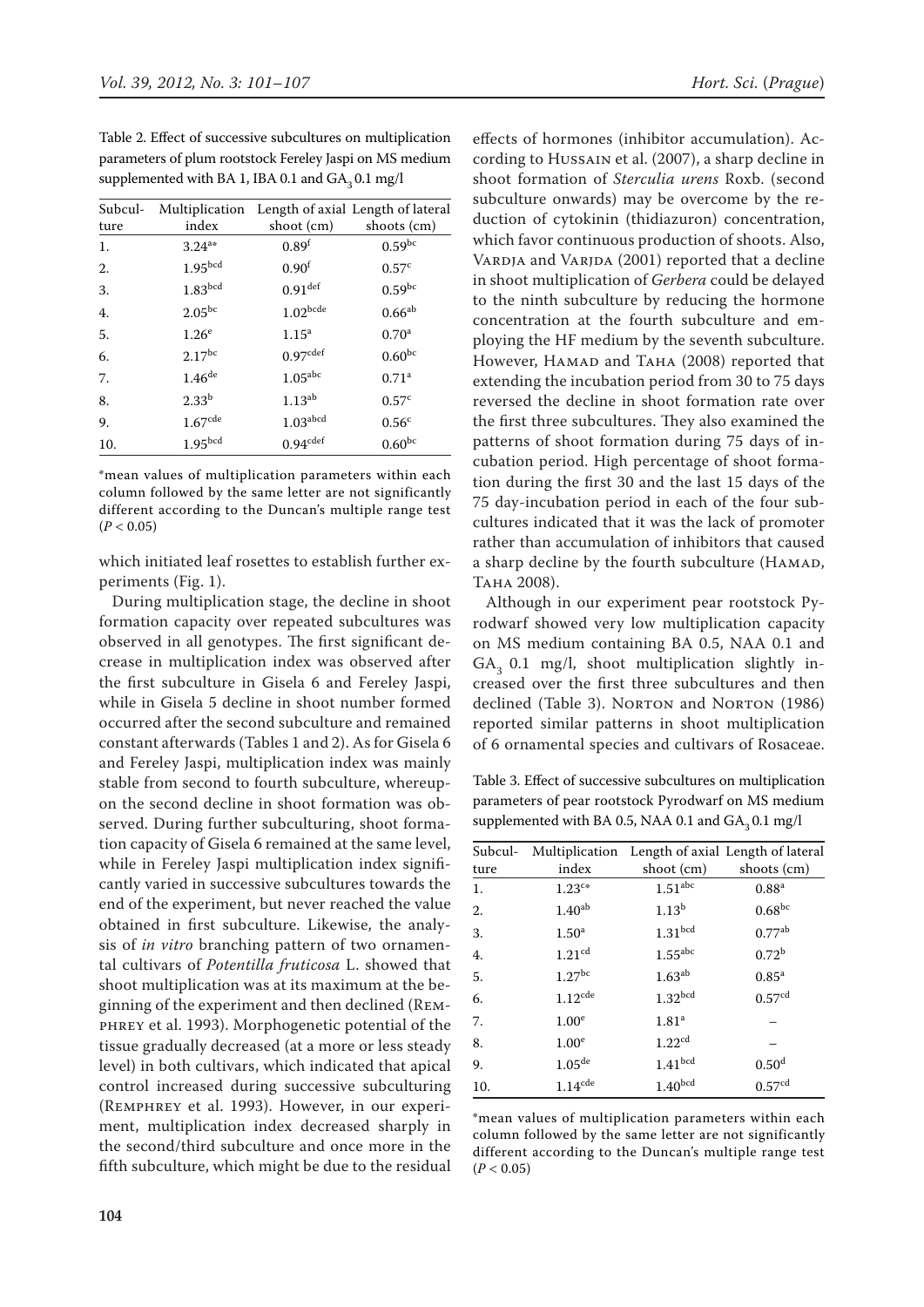Table 2. Effect of successive subcultures on multiplication parameters of plum rootstock Fereley Jaspi on MS medium supplemented with BA 1, IBA 0.1 and $GA_3$ 0.1 mg/l

| Subculture | Multiplication index | Length of axial shoot (cm) | Length of lateral shoots (cm) |
|---|---|---|---|
| 1. | 3.24[a*] | 0.89[f] | 0.59[bc] |
| 2. | 1.95[bcd] | 0.90[f] | 0.57[c] |
| 3. | 1.83[bcd] | 0.91[def] | 0.59[bc] |
| 4. | 2.05[bc] | 1.02[bcde] | 0.66[ab] |
| 5. | 1.26[e] | 1.15[a] | 0.70[a] |
| 6. | 2.17[bc] | 0.97[cdef] | 0.60[bc] |
| 7. | 1.46[de] | 1.05[abc] | 0.71[a] |
| 8. | 2.33[b] | 1.13[ab] | 0.57[c] |
| 9. | 1.67[cde] | 1.03[abcd] | 0.56[c] |
| 10. | 1.95[bcd] | 0.94[cdef] | 0.60[bc] |

*mean values of multiplication parameters within each column followed by the same letter are not significantly different according to the Duncan's multiple range test ($P < 0.05$)

which initiated leaf rosettes to establish further experiments (Fig. 1).

During multiplication stage, the decline in shoot formation capacity over repeated subcultures was observed in all genotypes. The first significant decrease in multiplication index was observed after the first subculture in Gisela 6 and Fereley Jaspi, while in Gisela 5 decline in shoot number formed occurred after the second subculture and remained constant afterwards (Tables 1 and 2). As for Gisela 6 and Fereley Jaspi, multiplication index was mainly stable from second to fourth subculture, whereupon the second decline in shoot formation was observed. During further subculturing, shoot formation capacity of Gisela 6 remained at the same level, while in Fereley Jaspi multiplication index significantly varied in successive subcultures towards the end of the experiment, but never reached the value obtained in first subculture. Likewise, the analysis of *in vitro* branching pattern of two ornamental cultivars of *Potentilla fruticosa* L. showed that shoot multiplication was at its maximum at the beginning of the experiment and then declined (Remphrey et al. 1993). Morphogenetic potential of the tissue gradually decreased (at a more or less steady level) in both cultivars, which indicated that apical control increased during successive subculturing (Remphrey et al. 1993). However, in our experiment, multiplication index decreased sharply in the second/third subculture and once more in the fifth subculture, which might be due to the residual effects of hormones (inhibitor accumulation). According to Hussain et al. (2007), a sharp decline in shoot formation of *Sterculia urens* Roxb. (second subculture onwards) may be overcome by the reduction of cytokinin (thidiazuron) concentration, which favor continuous production of shoots. Also, Vardja and Vardja (2001) reported that a decline in shoot multiplication of *Gerbera* could be delayed to the ninth subculture by reducing the hormone concentration at the fourth subculture and employing the HF medium by the seventh subculture. However, Hamad and Taha (2008) reported that extending the incubation period from 30 to 75 days reversed the decline in shoot formation rate over the first three subcultures. They also examined the patterns of shoot formation during 75 days of incubation period. High percentage of shoot formation during the first 30 and the last 15 days of the 75 day-incubation period in each of the four subcultures indicated that it was the lack of promoter rather than accumulation of inhibitors that caused a sharp decline by the fourth subculture (Hamad, Taha 2008).

Although in our experiment pear rootstock Pyrodwarf showed very low multiplication capacity on MS medium containing BA 0.5, NAA 0.1 and $GA_3$ 0.1 mg/l, shoot multiplication slightly increased over the first three subcultures and then declined (Table 3). Norton and Norton (1986) reported similar patterns in shoot multiplication of 6 ornamental species and cultivars of Rosaceae.

Table 3. Effect of successive subcultures on multiplication parameters of pear rootstock Pyrodwarf on MS medium supplemented with BA 0.5, NAA 0.1 and $GA_3$ 0.1 mg/l

| Subculture | Multiplication index | Length of axial shoot (cm) | Length of lateral shoots (cm) |
|---|---|---|---|
| 1. | 1.23[c*] | 1.51[abc] | 0.88[a] |
| 2. | 1.40[ab] | 1.13[b] | 0.68[bc] |
| 3. | 1.50[a] | 1.31[bcd] | 0.77[ab] |
| 4. | 1.21[cd] | 1.55[abc] | 0.72[b] |
| 5. | 1.27[bc] | 1.63[ab] | 0.85[a] |
| 6. | 1.12[cde] | 1.32[bcd] | 0.57[cd] |
| 7. | 1.00[e] | 1.81[a] | – |
| 8. | 1.00[e] | 1.22[cd] | – |
| 9. | 1.05[de] | 1.41[bcd] | 0.50[d] |
| 10. | 1.14[cde] | 1.40[bcd] | 0.57[cd] |

*mean values of multiplication parameters within each column followed by the same letter are not significantly different according to the Duncan's multiple range test ($P < 0.05$)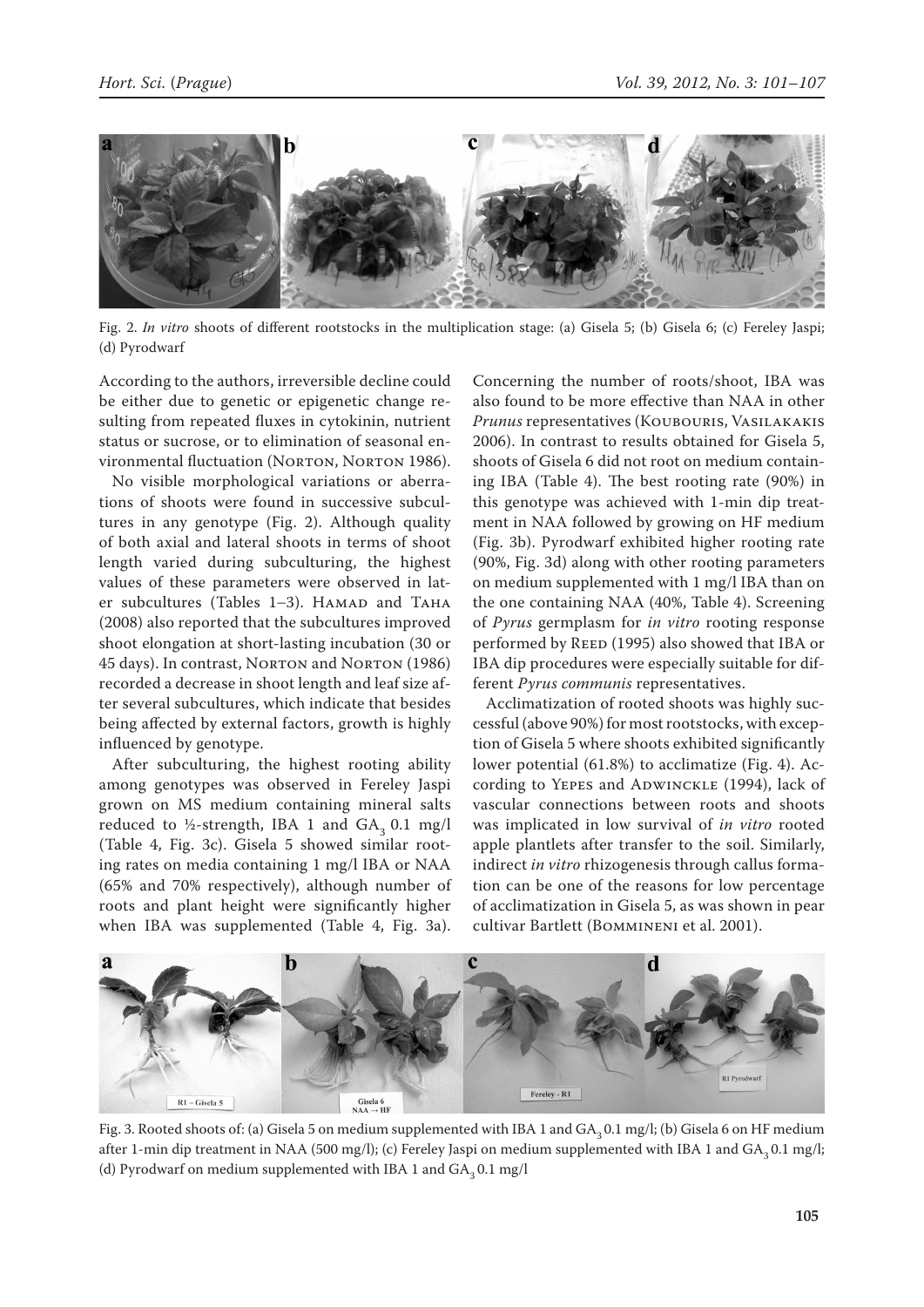Fig. 2. *In vitro* shoots of different rootstocks in the multiplication stage: (a) Gisela 5; (b) Gisela 6; (c) Fereley Jaspi; (d) Pyrodwarf

According to the authors, irreversible decline could be either due to genetic or epigenetic change resulting from repeated fluxes in cytokinin, nutrient status or sucrose, or to elimination of seasonal environmental fluctuation (Norton, Norton 1986).

No visible morphological variations or aberrations of shoots were found in successive subcultures in any genotype (Fig. 2). Although quality of both axial and lateral shoots in terms of shoot length varied during subculturing, the highest values of these parameters were observed in later subcultures (Tables 1–3). Hamad and Taha (2008) also reported that the subcultures improved shoot elongation at short-lasting incubation (30 or 45 days). In contrast, Norton and Norton (1986) recorded a decrease in shoot length and leaf size after several subcultures, which indicate that besides being affected by external factors, growth is highly influenced by genotype.

After subculturing, the highest rooting ability among genotypes was observed in Fereley Jaspi grown on MS medium containing mineral salts reduced to ½-strength, IBA 1 and $GA_3$ 0.1 mg/l (Table 4, Fig. 3c). Gisela 5 showed similar rooting rates on media containing 1 mg/l IBA or NAA (65% and 70% respectively), although number of roots and plant height were significantly higher when IBA was supplemented (Table 4, Fig. 3a). Concerning the number of roots/shoot, IBA was also found to be more effective than NAA in other *Prunus* representatives (Koubouris, Vasilakakis 2006). In contrast to results obtained for Gisela 5, shoots of Gisela 6 did not root on medium containing IBA (Table 4). The best rooting rate (90%) in this genotype was achieved with 1-min dip treatment in NAA followed by growing on HF medium (Fig. 3b). Pyrodwarf exhibited higher rooting rate (90%, Fig. 3d) along with other rooting parameters on medium supplemented with 1 mg/l IBA than on the one containing NAA (40%, Table 4). Screening of *Pyrus* germplasm for *in vitro* rooting response performed by Reed (1995) also showed that IBA or IBA dip procedures were especially suitable for different *Pyrus communis* representatives.

Acclimatization of rooted shoots was highly successful (above 90%) for most rootstocks, with exception of Gisela 5 where shoots exhibited significantly lower potential (61.8%) to acclimatize (Fig. 4). According to Yepes and Adwinckle (1994), lack of vascular connections between roots and shoots was implicated in low survival of *in vitro* rooted apple plantlets after transfer to the soil. Similarly, indirect *in vitro* rhizogenesis through callus formation can be one of the reasons for low percentage of acclimatization in Gisela 5, as was shown in pear cultivar Bartlett (Bommineni et al. 2001).

Fig. 3. Rooted shoots of: (a) Gisela 5 on medium supplemented with IBA 1 and $GA_3$ 0.1 mg/l; (b) Gisela 6 on HF medium after 1-min dip treatment in NAA (500 mg/l); (c) Fereley Jaspi on medium supplemented with IBA 1 and $GA_3$ 0.1 mg/l; (d) Pyrodwarf on medium supplemented with IBA 1 and $GA_3$ 0.1 mg/l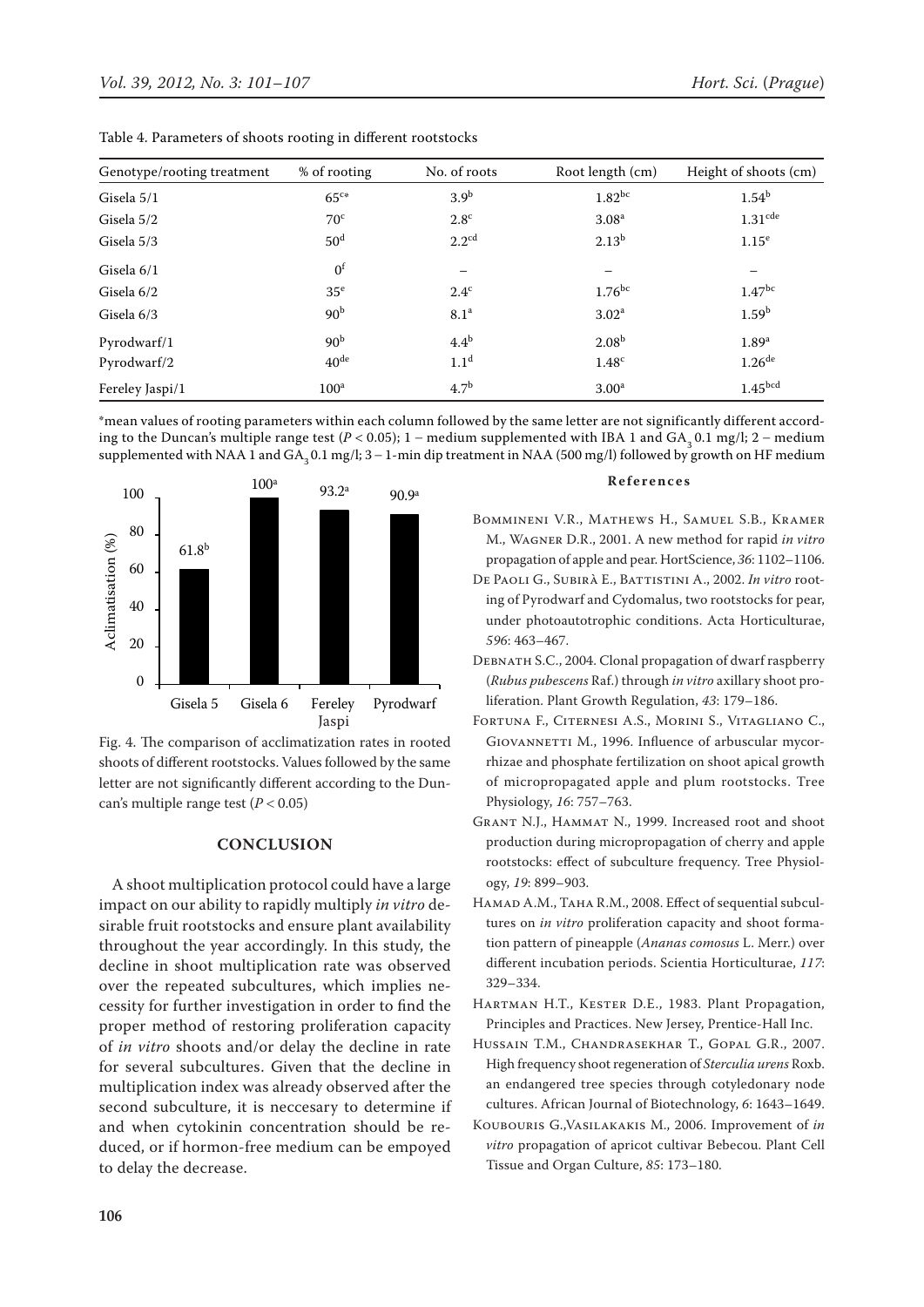Table 4. Parameters of shoots rooting in different rootstocks

| Genotype/rooting treatment | % of rooting | No. of roots | Root length (cm) | Height of shoots (cm) |
|---|---|---|---|---|
| Gisela 5/1 | 65[ce*] | 3.9[b] | 1.82[bc] | 1.54[b] |
| Gisela 5/2 | 70[c] | 2.8[c] | 3.08[a] | 1.31[cde] |
| Gisela 5/3 | 50[d] | 2.2[cd] | 2.13[b] | 1.15[e] |
| Gisela 6/1 | 0[f] | – | – | – |
| Gisela 6/2 | 35[e] | 2.4[c] | 1.76[bc] | 1.47[bc] |
| Gisela 6/3 | 90[b] | 8.1[a] | 3.02[a] | 1.59[b] |
| Pyrodwarf/1 | 90[b] | 4.4[b] | 2.08[b] | 1.89[a] |
| Pyrodwarf/2 | 40[de] | 1.1[d] | 1.48[c] | 1.26[de] |
| Fereley Jaspi/1 | 100[a] | 4.7[b] | 3.00[a] | 1.45[bcd] |

*mean values of rooting parameters within each column followed by the same letter are not significantly different according to the Duncan's multiple range test ($P < 0.05$); 1 – medium supplemented with IBA 1 and $GA_3$ 0.1 mg/l; 2 – medium supplemented with NAA 1 and $GA_3$ 0.1 mg/l; 3 – 1-min dip treatment in NAA (500 mg/l) followed by growth on HF medium

Fig. 4. The comparison of acclimatization rates in rooted shoots of different rootstocks. Values followed by the same letter are not significantly different according to the Duncan's multiple range test ($P < 0.05$)

## CONCLUSION

A shoot multiplication protocol could have a large impact on our ability to rapidly multiply *in vitro* desirable fruit rootstocks and ensure plant availability throughout the year accordingly. In this study, the decline in shoot multiplication rate was observed over the repeated subcultures, which implies necessity for further investigation in order to find the proper method of restoring proliferation capacity of *in vitro* shoots and/or delay the decline in rate for several subcultures. Given that the decline in multiplication index was already observed after the second subculture, it is neccesary to determine if and when cytokinin concentration should be reduced, or if hormon-free medium can be empoyed to delay the decrease.

## References

Bommineni V.R., Mathews H., Samuel S.B., Kramer M., Wagner D.R., 2001. A new method for rapid *in vitro* propagation of apple and pear. HortScience, *36*: 1102–1106.

De Paoli G., Subirà E., Battistini A., 2002. *In vitro* rooting of Pyrodwarf and Cydomalus, two rootstocks for pear, under photoautotrophic conditions. Acta Horticulturae, *596*: 463–467.

Debnath S.C., 2004. Clonal propagation of dwarf raspberry (*Rubus pubescens* Raf.) through *in vitro* axillary shoot proliferation. Plant Growth Regulation, *43*: 179–186.

Fortuna F., Citernesi A.S., Morini S., Vitagliano C., Giovannetti M., 1996. Influence of arbuscular mycorrhizae and phosphate fertilization on shoot apical growth of micropropagated apple and plum rootstocks. Tree Physiology, *16*: 757–763.

Grant N.J., Hammat N., 1999. Increased root and shoot production during micropropagation of cherry and apple rootstocks: effect of subculture frequency. Tree Physiology, *19*: 899–903.

Hamad A.M., Taha R.M., 2008. Effect of sequential subcultures on *in vitro* proliferation capacity and shoot formation pattern of pineapple (*Ananas comosus* L. Merr.) over different incubation periods. Scientia Horticulturae, *117*: 329–334.

Hartman H.T., Kester D.E., 1983. Plant Propagation, Principles and Practices. New Jersey, Prentice-Hall Inc.

Hussain T.M., Chandrasekhar T., Gopal G.R., 2007. High frequency shoot regeneration of *Sterculia urens* Roxb. an endangered tree species through cotyledonary node cultures. African Journal of Biotechnology, *6*: 1643–1649.

Koubouris G.,Vasilakakis M., 2006. Improvement of *in vitro* propagation of apricot cultivar Bebecou. Plant Cell Tissue and Organ Culture, *85*: 173–180.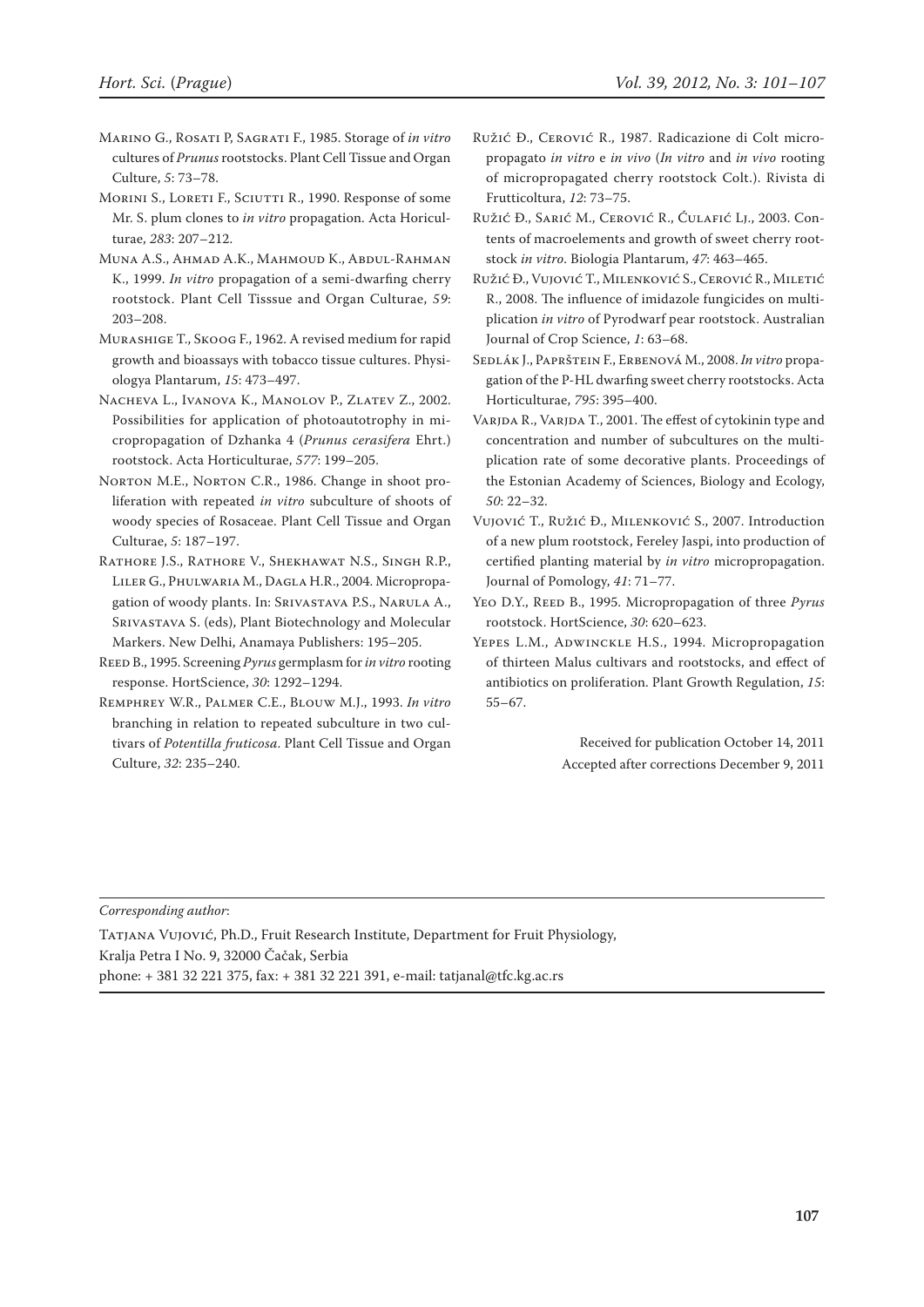Marino G., Rosati P, Sagrati F., 1985. Storage of *in vitro* cultures of *Prunus* rootstocks. Plant Cell Tissue and Organ Culture, *5*: 73–78.

Morini S., Loreti F., Sciutti R., 1990. Response of some Mr. S. plum clones to *in vitro* propagation. Acta Horiculturae, *283*: 207–212.

Muna A.S., Ahmad A.K., Mahmoud K., Abdul-Rahman K., 1999. *In vitro* propagation of a semi-dwarfing cherry rootstock. Plant Cell Tisssue and Organ Culturae, *59*: 203–208.

Murashige T., Skoog F., 1962. A revised medium for rapid growth and bioassays with tobacco tissue cultures. Physiologya Plantarum, *15*: 473–497.

Nacheva L., Ivanova K., Manolov P., Zlatev Z., 2002. Possibilities for application of photoautotrophy in micropropagation of Dzhanka 4 (*Prunus cerasifera* Ehrt.) rootstock. Acta Horticulturae, *577*: 199–205.

Norton M.E., Norton C.R., 1986. Change in shoot proliferation with repeated *in vitro* subculture of shoots of woody species of Rosaceae. Plant Cell Tissue and Organ Culturae, *5*: 187–197.

Rathore J.S., Rathore V., Shekhawat N.S., Singh R.P., Liler G., Phulwaria M., Dagla H.R., 2004. Micropropagation of woody plants. In: Srivastava P.S., Narula A., Srivastava S. (eds), Plant Biotechnology and Molecular Markers. New Delhi, Anamaya Publishers: 195–205.

Reed B., 1995. Screening *Pyrus* germplasm for *in vitro* rooting response. HortScience, *30*: 1292–1294.

Remphrey W.R., Palmer C.E., Blouw M.J., 1993. *In vitro* branching in relation to repeated subculture in two cultivars of *Potentilla fruticosa*. Plant Cell Tissue and Organ Culture, *32*: 235–240.

Ružić Đ., Cerović R., 1987. Radicazione di Colt micropropagato *in vitro* e *in vivo* (*In vitro* and *in vivo* rooting of micropropagated cherry rootstock Colt.). Rivista di Frutticoltura, *12*: 73–75.

Ružić Đ., Sarić M., Cerović R., Ćulafić Lj., 2003. Contents of macroelements and growth of sweet cherry rootstock *in vitro*. Biologia Plantarum, *47*: 463–465.

Ružić Đ., Vujović T., Milenković S., Cerović R., Miletić R., 2008. The influence of imidazole fungicides on multiplication *in vitro* of Pyrodwarf pear rootstock. Australian Journal of Crop Science, *1*: 63–68.

Sedlák J., Paprštein F., Erbenová M., 2008. *In vitro* propagation of the P-HL dwarfing sweet cherry rootstocks. Acta Horticulturae, *795*: 395–400.

Varjda R., Varjda T., 2001. The effest of cytokinin type and concentration and number of subcultures on the multiplication rate of some decorative plants. Proceedings of the Estonian Academy of Sciences, Biology and Ecology, *50*: 22–32.

Vujović T., Ružić Đ., Milenković S., 2007. Introduction of a new plum rootstock, Fereley Jaspi, into production of certified planting material by *in vitro* micropropagation. Journal of Pomology, *41*: 71–77.

Yeo D.Y., Reed B., 1995. Micropropagation of three *Pyrus* rootstock. HortScience, *30*: 620–623.

Yepes L.M., Adwinckle H.S., 1994. Micropropagation of thirteen Malus cultivars and rootstocks, and effect of antibiotics on proliferation. Plant Growth Regulation, *15*: 55–67.

Received for publication October 14, 2011
Accepted after corrections December 9, 2011

*Corresponding author*:

Tatjana Vujović, Ph.D., Fruit Research Institute, Department for Fruit Physiology,
Kralja Petra I No. 9, 32000 Čačak, Serbia
phone: + 381 32 221 375, fax: + 381 32 221 391, e-mail: tatjanal@tfc.kg.ac.rs